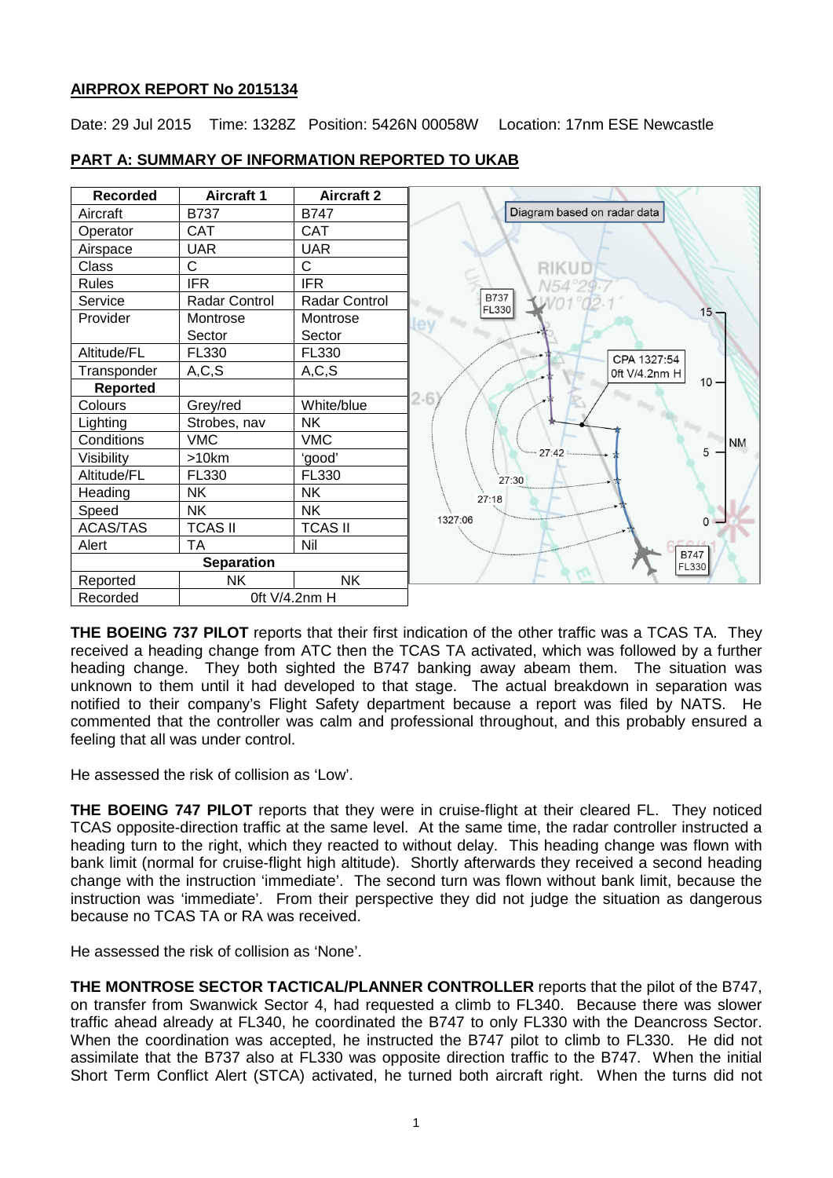**AIRPROX REPORT No 2015134**

Date: 29 Jul 2015 Time: 1328Z Position: 5426N 00058W Location: 17nm ESE Newcastle

**PART A: SUMMARY OF INFORMATION REPORTED TO UKAB**

| Recorded | Aircraft 1 | Aircraft 2 |
|---|---|---|
| Aircraft | B737 | B747 |
| Operator | CAT | CAT |
| Airspace | UAR | UAR |
| Class | C | C |
| Rules | IFR | IFR |
| Service | Radar Control | Radar Control |
| Provider | Montrose Sector | Montrose Sector |
| Altitude/FL | FL330 | FL330 |
| Transponder | A,C,S | A,C,S |
| **Reported** | | |
| Colours | Grey/red | White/blue |
| Lighting | Strobes, nav | NK |
| Conditions | VMC | VMC |
| Visibility | >10km | 'good' |
| Altitude/FL | FL330 | FL330 |
| Heading | NK | NK |
| Speed | NK | NK |
| ACAS/TAS | TCAS II | TCAS II |
| Alert | TA | Nil |
| **Separation** | | |
| Reported | NK | NK |
| Recorded | 0ft V/4.2nm H | |

Diagram based on radar data

**THE BOEING 737 PILOT** reports that their first indication of the other traffic was a TCAS TA. They received a heading change from ATC then the TCAS TA activated, which was followed by a further heading change. They both sighted the B747 banking away abeam them. The situation was unknown to them until it had developed to that stage. The actual breakdown in separation was notified to their company's Flight Safety department because a report was filed by NATS. He commented that the controller was calm and professional throughout, and this probably ensured a feeling that all was under control.

He assessed the risk of collision as 'Low'.

**THE BOEING 747 PILOT** reports that they were in cruise-flight at their cleared FL. They noticed TCAS opposite-direction traffic at the same level. At the same time, the radar controller instructed a heading turn to the right, which they reacted to without delay. This heading change was flown with bank limit (normal for cruise-flight high altitude). Shortly afterwards they received a second heading change with the instruction 'immediate'. The second turn was flown without bank limit, because the instruction was 'immediate'. From their perspective they did not judge the situation as dangerous because no TCAS TA or RA was received.

He assessed the risk of collision as 'None'.

**THE MONTROSE SECTOR TACTICAL/PLANNER CONTROLLER** reports that the pilot of the B747, on transfer from Swanwick Sector 4, had requested a climb to FL340. Because there was slower traffic ahead already at FL340, he coordinated the B747 to only FL330 with the Deancross Sector. When the coordination was accepted, he instructed the B747 pilot to climb to FL330. He did not assimilate that the B737 also at FL330 was opposite direction traffic to the B747. When the initial Short Term Conflict Alert (STCA) activated, he turned both aircraft right. When the turns did not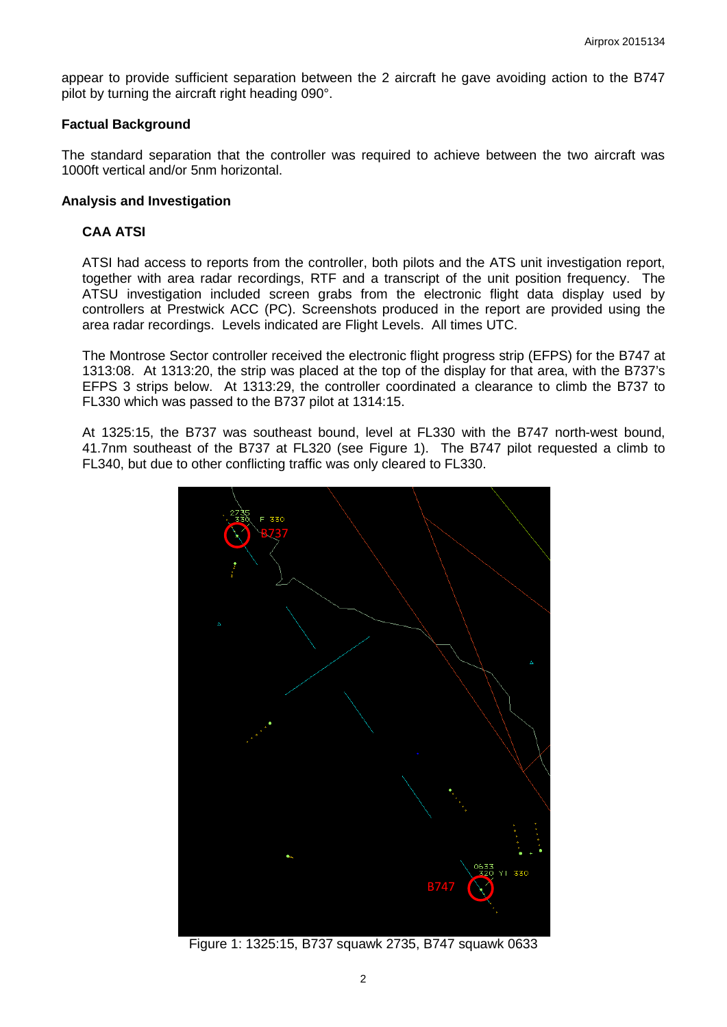appear to provide sufficient separation between the 2 aircraft he gave avoiding action to the B747 pilot by turning the aircraft right heading 090°.

**Factual Background**

The standard separation that the controller was required to achieve between the two aircraft was 1000ft vertical and/or 5nm horizontal.

**Analysis and Investigation**

**CAA ATSI**

ATSI had access to reports from the controller, both pilots and the ATS unit investigation report, together with area radar recordings, RTF and a transcript of the unit position frequency. The ATSU investigation included screen grabs from the electronic flight data display used by controllers at Prestwick ACC (PC). Screenshots produced in the report are provided using the area radar recordings. Levels indicated are Flight Levels. All times UTC.

The Montrose Sector controller received the electronic flight progress strip (EFPS) for the B747 at 1313:08. At 1313:20, the strip was placed at the top of the display for that area, with the B737's EFPS 3 strips below. At 1313:29, the controller coordinated a clearance to climb the B737 to FL330 which was passed to the B737 pilot at 1314:15.

At 1325:15, the B737 was southeast bound, level at FL330 with the B747 north-west bound, 41.7nm southeast of the B737 at FL320 (see Figure 1). The B747 pilot requested a climb to FL340, but due to other conflicting traffic was only cleared to FL330.

Figure 1: 1325:15, B737 squawk 2735, B747 squawk 0633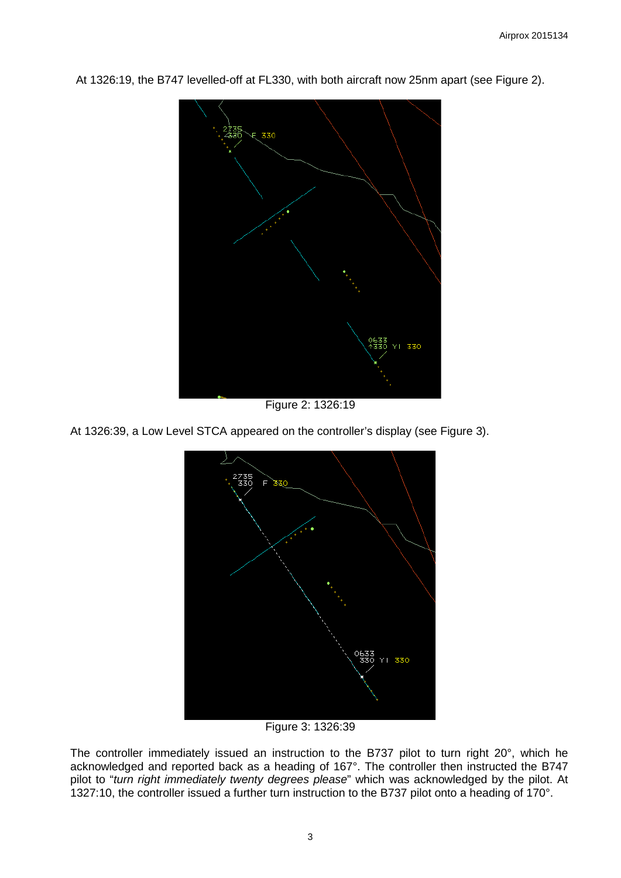At 1326:19, the B747 levelled-off at FL330, with both aircraft now 25nm apart (see Figure 2).

Figure 2: 1326:19

At 1326:39, a Low Level STCA appeared on the controller's display (see Figure 3).

Figure 3: 1326:39

The controller immediately issued an instruction to the B737 pilot to turn right 20°, which he acknowledged and reported back as a heading of 167°. The controller then instructed the B747 pilot to "*turn right immediately twenty degrees please*" which was acknowledged by the pilot. At 1327:10, the controller issued a further turn instruction to the B737 pilot onto a heading of 170°.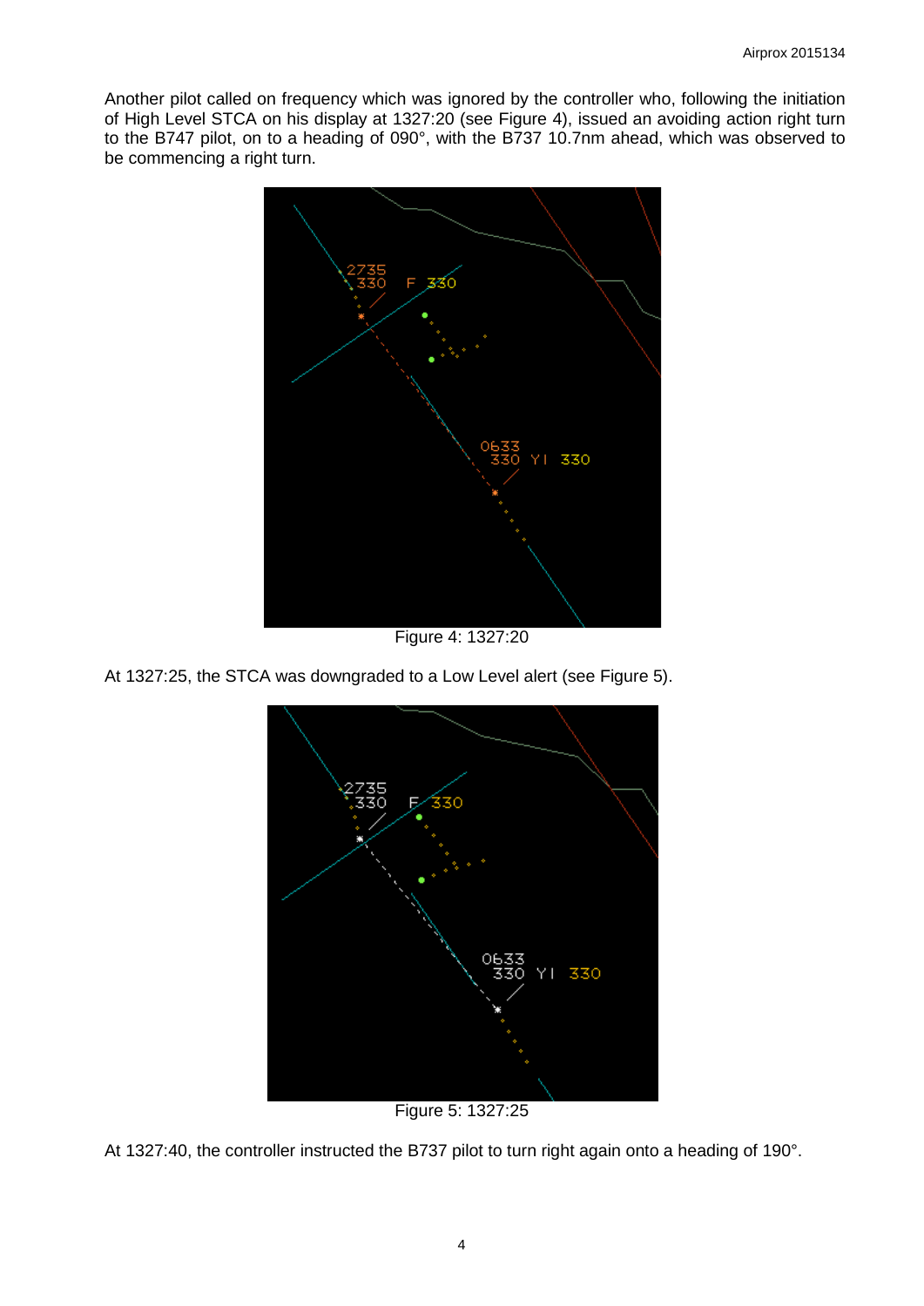Another pilot called on frequency which was ignored by the controller who, following the initiation of High Level STCA on his display at 1327:20 (see Figure 4), issued an avoiding action right turn to the B747 pilot, on to a heading of 090°, with the B737 10.7nm ahead, which was observed to be commencing a right turn.

Figure 4: 1327:20

At 1327:25, the STCA was downgraded to a Low Level alert (see Figure 5).

Figure 5: 1327:25

At 1327:40, the controller instructed the B737 pilot to turn right again onto a heading of 190°.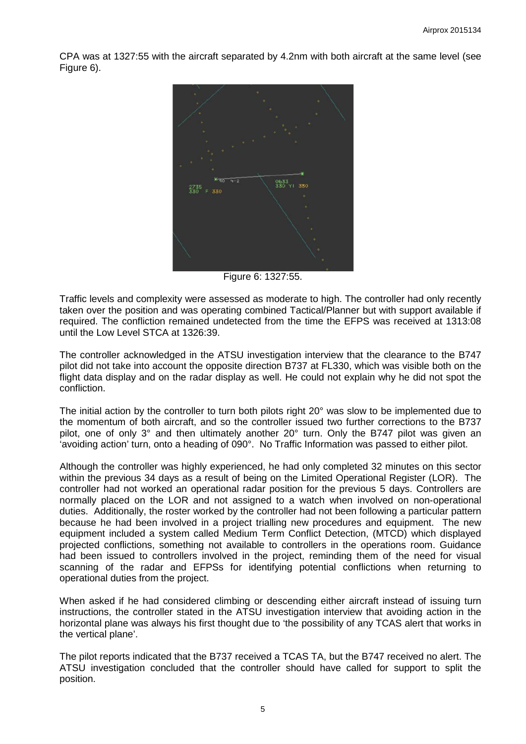CPA was at 1327:55 with the aircraft separated by 4.2nm with both aircraft at the same level (see Figure 6).

Figure 6: 1327:55.

Traffic levels and complexity were assessed as moderate to high. The controller had only recently taken over the position and was operating combined Tactical/Planner but with support available if required. The confliction remained undetected from the time the EFPS was received at 1313:08 until the Low Level STCA at 1326:39.

The controller acknowledged in the ATSU investigation interview that the clearance to the B747 pilot did not take into account the opposite direction B737 at FL330, which was visible both on the flight data display and on the radar display as well. He could not explain why he did not spot the confliction.

The initial action by the controller to turn both pilots right 20° was slow to be implemented due to the momentum of both aircraft, and so the controller issued two further corrections to the B737 pilot, one of only 3° and then ultimately another 20° turn. Only the B747 pilot was given an 'avoiding action' turn, onto a heading of 090°. No Traffic Information was passed to either pilot.

Although the controller was highly experienced, he had only completed 32 minutes on this sector within the previous 34 days as a result of being on the Limited Operational Register (LOR). The controller had not worked an operational radar position for the previous 5 days. Controllers are normally placed on the LOR and not assigned to a watch when involved on non-operational duties. Additionally, the roster worked by the controller had not been following a particular pattern because he had been involved in a project trialling new procedures and equipment. The new equipment included a system called Medium Term Conflict Detection, (MTCD) which displayed projected conflictions, something not available to controllers in the operations room. Guidance had been issued to controllers involved in the project, reminding them of the need for visual scanning of the radar and EFPSs for identifying potential conflictions when returning to operational duties from the project.

When asked if he had considered climbing or descending either aircraft instead of issuing turn instructions, the controller stated in the ATSU investigation interview that avoiding action in the horizontal plane was always his first thought due to 'the possibility of any TCAS alert that works in the vertical plane'.

The pilot reports indicated that the B737 received a TCAS TA, but the B747 received no alert. The ATSU investigation concluded that the controller should have called for support to split the position.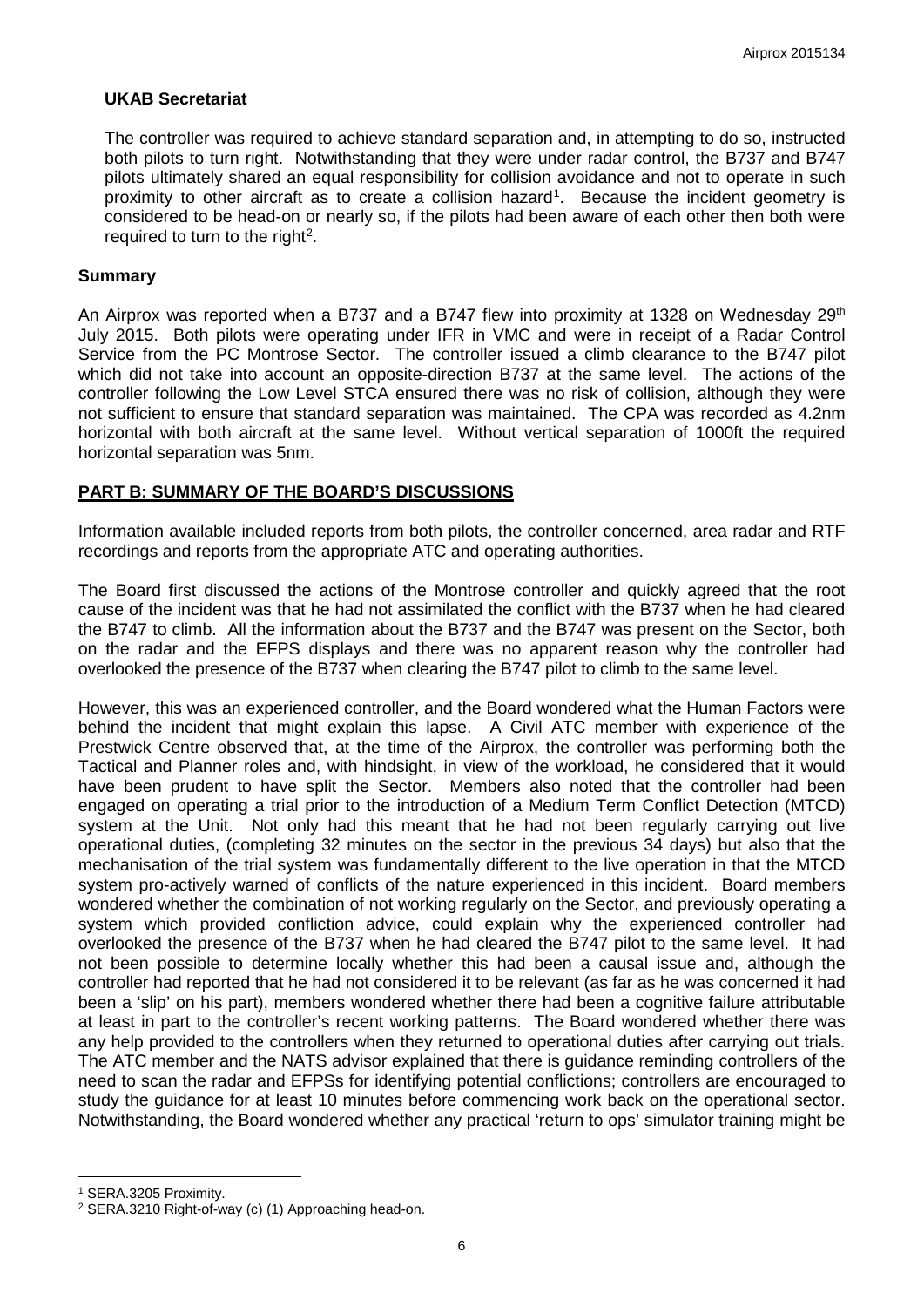### UKAB Secretariat

The controller was required to achieve standard separation and, in attempting to do so, instructed both pilots to turn right. Notwithstanding that they were under radar control, the B737 and B747 pilots ultimately shared an equal responsibility for collision avoidance and not to operate in such proximity to other aircraft as to create a collision hazard[1]. Because the incident geometry is considered to be head-on or nearly so, if the pilots had been aware of each other then both were required to turn to the right[2].

### Summary

An Airprox was reported when a B737 and a B747 flew into proximity at 1328 on Wednesday 29th July 2015. Both pilots were operating under IFR in VMC and were in receipt of a Radar Control Service from the PC Montrose Sector. The controller issued a climb clearance to the B747 pilot which did not take into account an opposite-direction B737 at the same level. The actions of the controller following the Low Level STCA ensured there was no risk of collision, although they were not sufficient to ensure that standard separation was maintained. The CPA was recorded as 4.2nm horizontal with both aircraft at the same level. Without vertical separation of 1000ft the required horizontal separation was 5nm.

## PART B: SUMMARY OF THE BOARD'S DISCUSSIONS

Information available included reports from both pilots, the controller concerned, area radar and RTF recordings and reports from the appropriate ATC and operating authorities.

The Board first discussed the actions of the Montrose controller and quickly agreed that the root cause of the incident was that he had not assimilated the conflict with the B737 when he had cleared the B747 to climb. All the information about the B737 and the B747 was present on the Sector, both on the radar and the EFPS displays and there was no apparent reason why the controller had overlooked the presence of the B737 when clearing the B747 pilot to climb to the same level.

However, this was an experienced controller, and the Board wondered what the Human Factors were behind the incident that might explain this lapse. A Civil ATC member with experience of the Prestwick Centre observed that, at the time of the Airprox, the controller was performing both the Tactical and Planner roles and, with hindsight, in view of the workload, he considered that it would have been prudent to have split the Sector. Members also noted that the controller had been engaged on operating a trial prior to the introduction of a Medium Term Conflict Detection (MTCD) system at the Unit. Not only had this meant that he had not been regularly carrying out live operational duties, (completing 32 minutes on the sector in the previous 34 days) but also that the mechanisation of the trial system was fundamentally different to the live operation in that the MTCD system pro-actively warned of conflicts of the nature experienced in this incident. Board members wondered whether the combination of not working regularly on the Sector, and previously operating a system which provided confliction advice, could explain why the experienced controller had overlooked the presence of the B737 when he had cleared the B747 pilot to the same level. It had not been possible to determine locally whether this had been a causal issue and, although the controller had reported that he had not considered it to be relevant (as far as he was concerned it had been a 'slip' on his part), members wondered whether there had been a cognitive failure attributable at least in part to the controller's recent working patterns. The Board wondered whether there was any help provided to the controllers when they returned to operational duties after carrying out trials. The ATC member and the NATS advisor explained that there is guidance reminding controllers of the need to scan the radar and EFPSs for identifying potential conflictions; controllers are encouraged to study the guidance for at least 10 minutes before commencing work back on the operational sector. Notwithstanding, the Board wondered whether any practical 'return to ops' simulator training might be

---

[1] SERA.3205 Proximity.

[2] SERA.3210 Right-of-way (c) (1) Approaching head-on.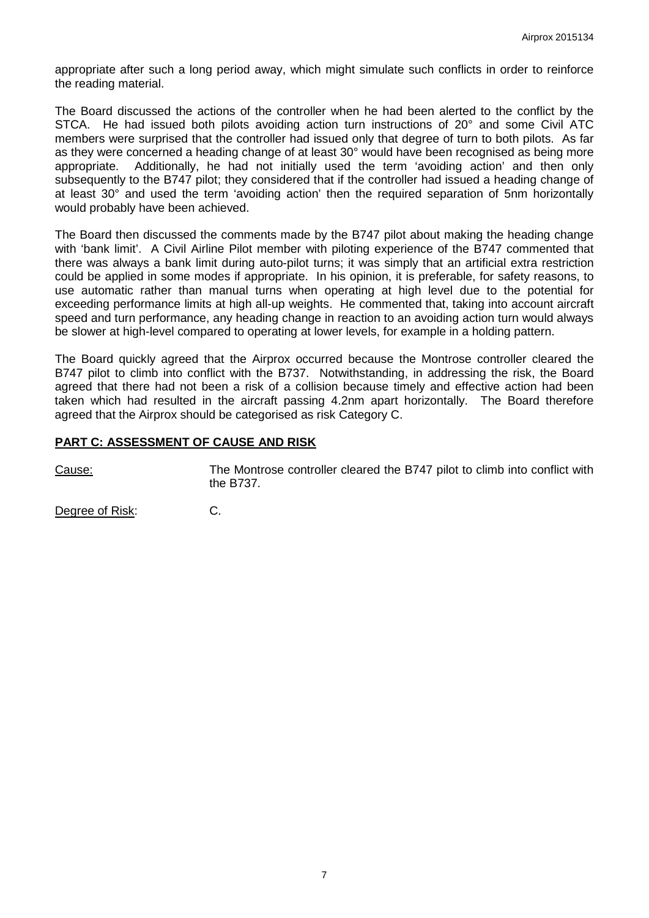appropriate after such a long period away, which might simulate such conflicts in order to reinforce the reading material.

The Board discussed the actions of the controller when he had been alerted to the conflict by the STCA. He had issued both pilots avoiding action turn instructions of 20° and some Civil ATC members were surprised that the controller had issued only that degree of turn to both pilots. As far as they were concerned a heading change of at least 30° would have been recognised as being more appropriate. Additionally, he had not initially used the term 'avoiding action' and then only subsequently to the B747 pilot; they considered that if the controller had issued a heading change of at least 30° and used the term 'avoiding action' then the required separation of 5nm horizontally would probably have been achieved.

The Board then discussed the comments made by the B747 pilot about making the heading change with 'bank limit'. A Civil Airline Pilot member with piloting experience of the B747 commented that there was always a bank limit during auto-pilot turns; it was simply that an artificial extra restriction could be applied in some modes if appropriate. In his opinion, it is preferable, for safety reasons, to use automatic rather than manual turns when operating at high level due to the potential for exceeding performance limits at high all-up weights. He commented that, taking into account aircraft speed and turn performance, any heading change in reaction to an avoiding action turn would always be slower at high-level compared to operating at lower levels, for example in a holding pattern.

The Board quickly agreed that the Airprox occurred because the Montrose controller cleared the B747 pilot to climb into conflict with the B737. Notwithstanding, in addressing the risk, the Board agreed that there had not been a risk of a collision because timely and effective action had been taken which had resulted in the aircraft passing 4.2nm apart horizontally. The Board therefore agreed that the Airprox should be categorised as risk Category C.

## PART C: ASSESSMENT OF CAUSE AND RISK

Cause: The Montrose controller cleared the B747 pilot to climb into conflict with the B737.

Degree of Risk: C.